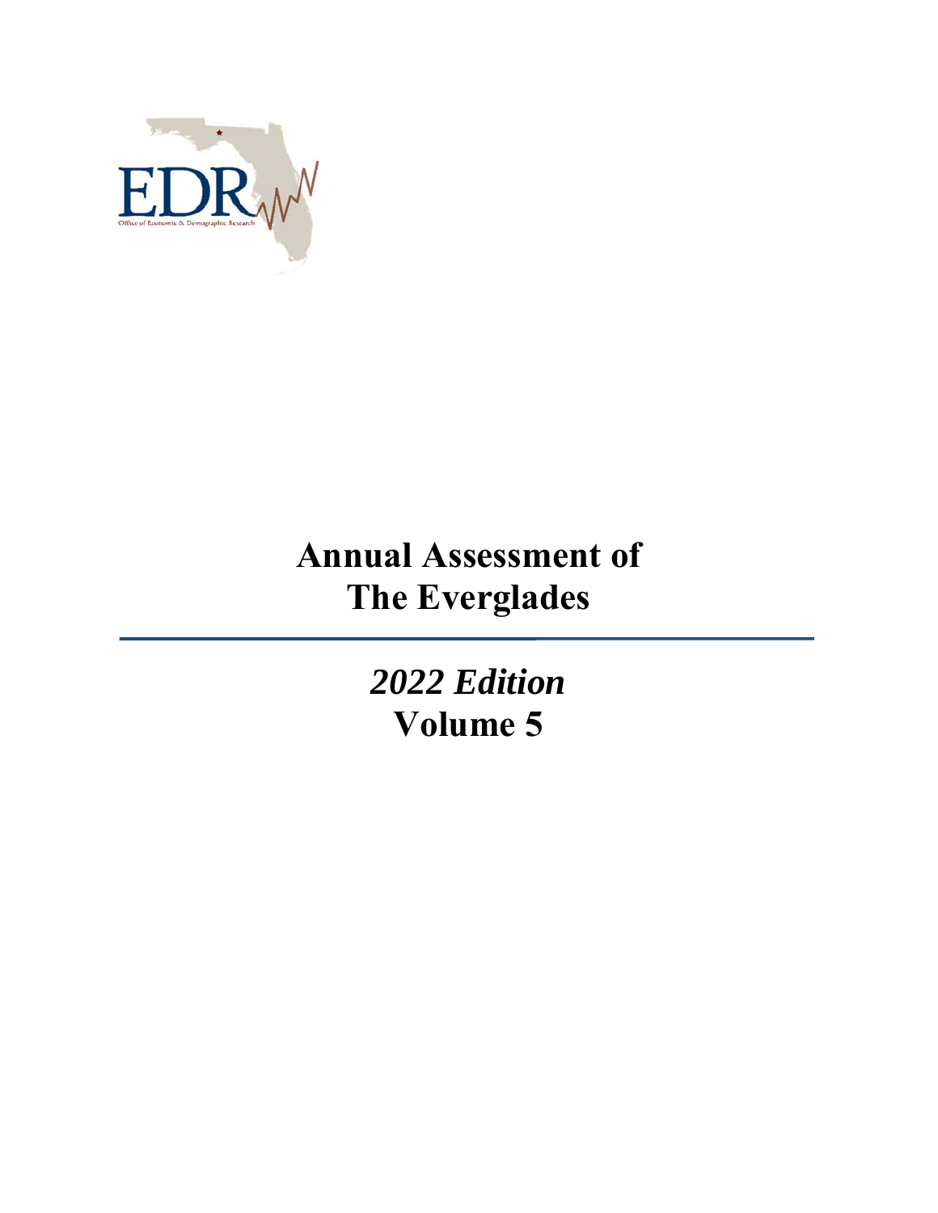# Annual Assessment of The Everglades

*2022 Edition*

**Volume 5**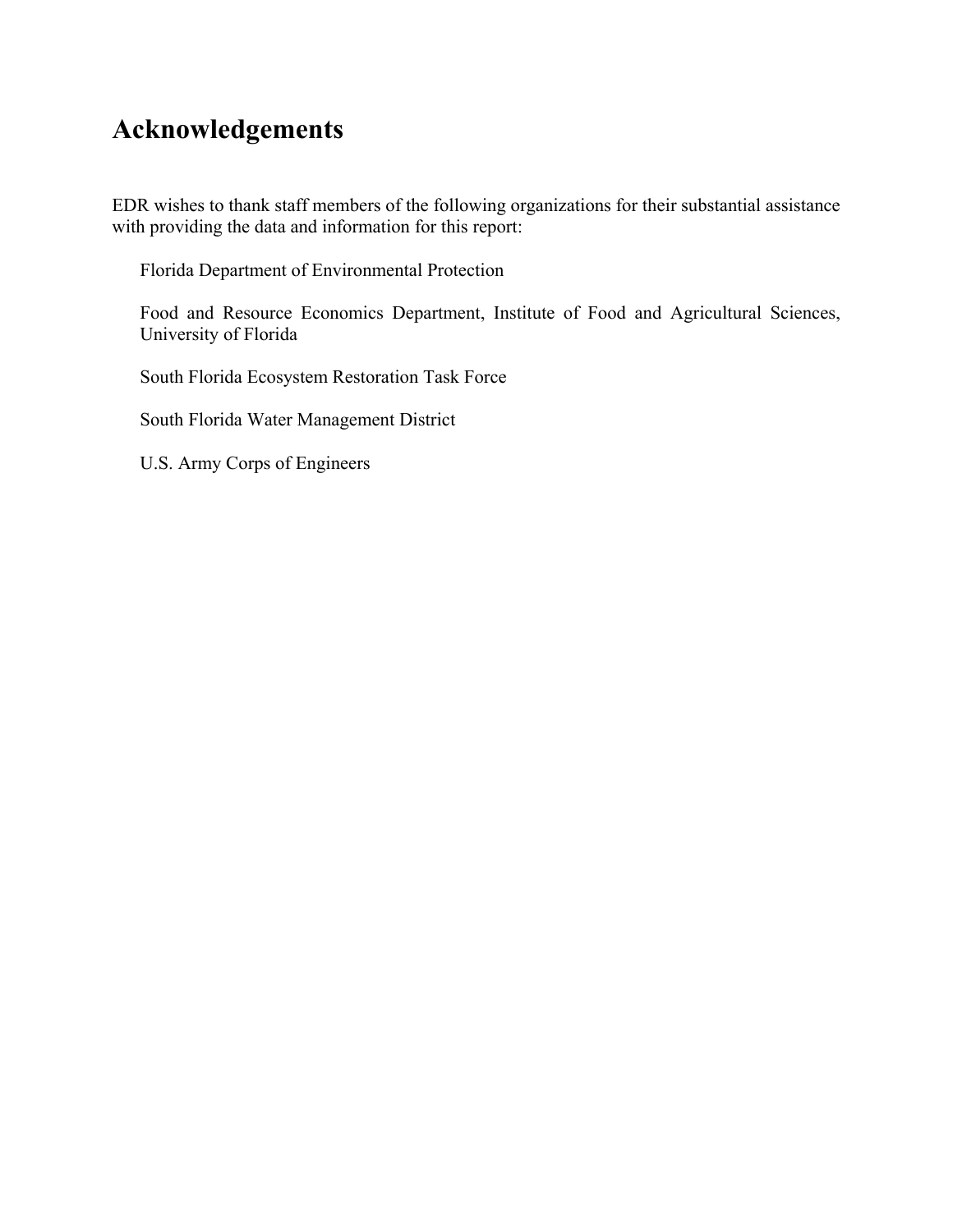# Acknowledgements

EDR wishes to thank staff members of the following organizations for their substantial assistance with providing the data and information for this report:

Florida Department of Environmental Protection

Food and Resource Economics Department, Institute of Food and Agricultural Sciences, University of Florida

South Florida Ecosystem Restoration Task Force

South Florida Water Management District

U.S. Army Corps of Engineers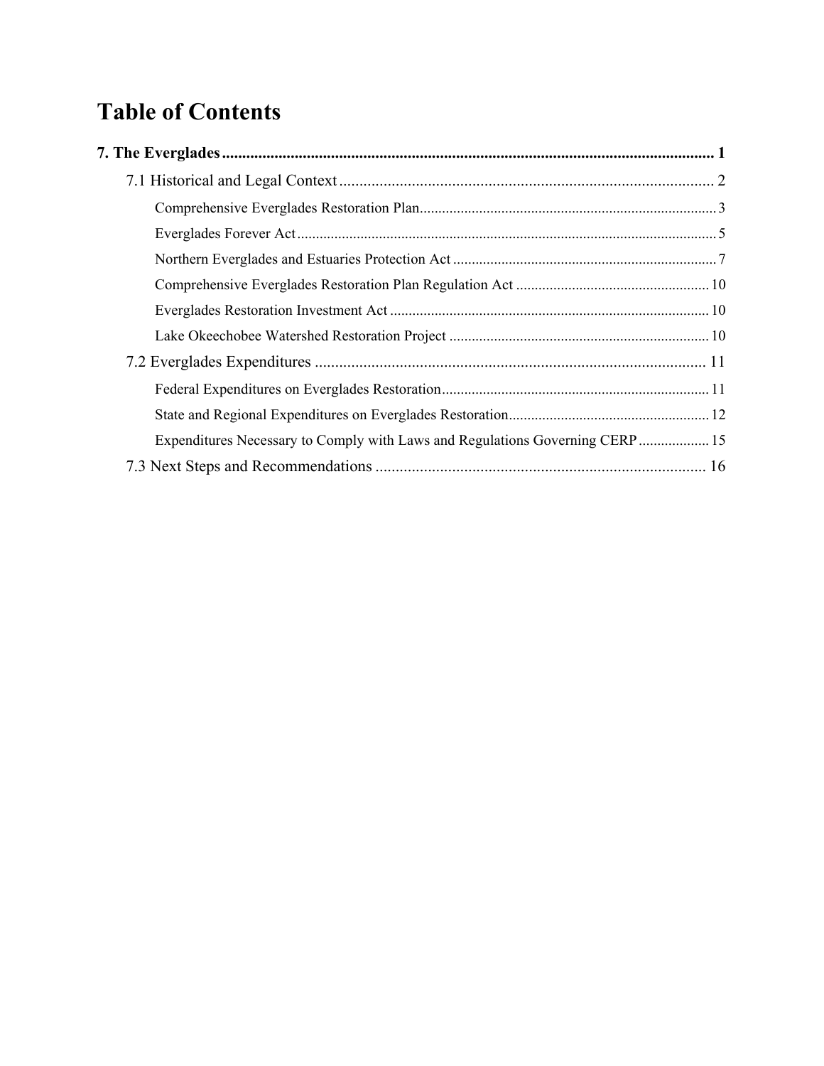# Table of Contents

**7. The Everglades** .......... **1**

- 7.1 Historical and Legal Context .......... 2
  - Comprehensive Everglades Restoration Plan .......... 3
  - Everglades Forever Act .......... 5
  - Northern Everglades and Estuaries Protection Act .......... 7
  - Comprehensive Everglades Restoration Plan Regulation Act .......... 10
  - Everglades Restoration Investment Act .......... 10
  - Lake Okeechobee Watershed Restoration Project .......... 10
- 7.2 Everglades Expenditures .......... 11
  - Federal Expenditures on Everglades Restoration .......... 11
  - State and Regional Expenditures on Everglades Restoration .......... 12
  - Expenditures Necessary to Comply with Laws and Regulations Governing CERP .......... 15
- 7.3 Next Steps and Recommendations .......... 16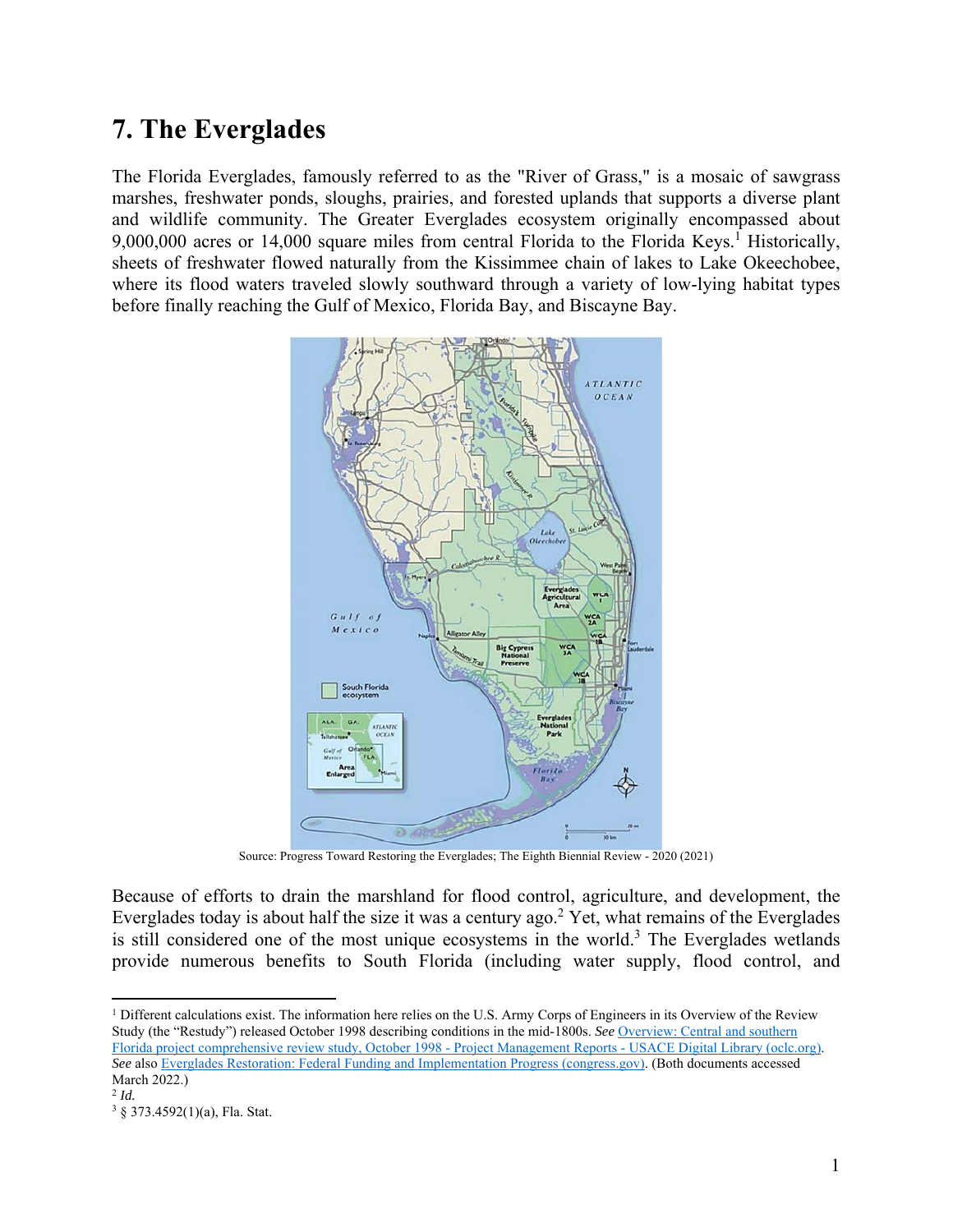# 7. The Everglades

The Florida Everglades, famously referred to as the "River of Grass," is a mosaic of sawgrass marshes, freshwater ponds, sloughs, prairies, and forested uplands that supports a diverse plant and wildlife community. The Greater Everglades ecosystem originally encompassed about 9,000,000 acres or 14,000 square miles from central Florida to the Florida Keys.[1] Historically, sheets of freshwater flowed naturally from the Kissimmee chain of lakes to Lake Okeechobee, where its flood waters traveled slowly southward through a variety of low-lying habitat types before finally reaching the Gulf of Mexico, Florida Bay, and Biscayne Bay.

Source: Progress Toward Restoring the Everglades; The Eighth Biennial Review - 2020 (2021)

Because of efforts to drain the marshland for flood control, agriculture, and development, the Everglades today is about half the size it was a century ago.[2] Yet, what remains of the Everglades is still considered one of the most unique ecosystems in the world.[3] The Everglades wetlands provide numerous benefits to South Florida (including water supply, flood control, and

[1] Different calculations exist. The information here relies on the U.S. Army Corps of Engineers in its Overview of the Review Study (the "Restudy") released October 1998 describing conditions in the mid-1800s. *See* Overview: Central and southern Florida project comprehensive review study, October 1998 - Project Management Reports - USACE Digital Library (oclc.org). *See* also Everglades Restoration: Federal Funding and Implementation Progress (congress.gov). (Both documents accessed March 2022.)

[2] *Id.*

[3] § 373.4592(1)(a), Fla. Stat.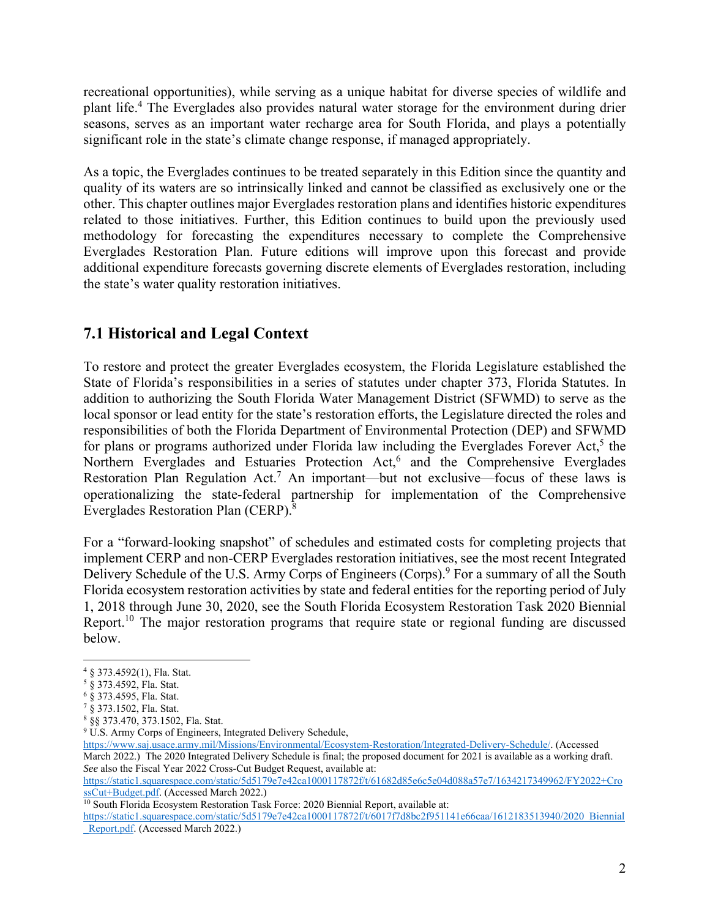recreational opportunities), while serving as a unique habitat for diverse species of wildlife and plant life.[4] The Everglades also provides natural water storage for the environment during drier seasons, serves as an important water recharge area for South Florida, and plays a potentially significant role in the state's climate change response, if managed appropriately.

As a topic, the Everglades continues to be treated separately in this Edition since the quantity and quality of its waters are so intrinsically linked and cannot be classified as exclusively one or the other. This chapter outlines major Everglades restoration plans and identifies historic expenditures related to those initiatives. Further, this Edition continues to build upon the previously used methodology for forecasting the expenditures necessary to complete the Comprehensive Everglades Restoration Plan. Future editions will improve upon this forecast and provide additional expenditure forecasts governing discrete elements of Everglades restoration, including the state's water quality restoration initiatives.

## 7.1 Historical and Legal Context

To restore and protect the greater Everglades ecosystem, the Florida Legislature established the State of Florida's responsibilities in a series of statutes under chapter 373, Florida Statutes. In addition to authorizing the South Florida Water Management District (SFWMD) to serve as the local sponsor or lead entity for the state's restoration efforts, the Legislature directed the roles and responsibilities of both the Florida Department of Environmental Protection (DEP) and SFWMD for plans or programs authorized under Florida law including the Everglades Forever Act,[5] the Northern Everglades and Estuaries Protection Act,[6] and the Comprehensive Everglades Restoration Plan Regulation Act.[7] An important—but not exclusive—focus of these laws is operationalizing the state-federal partnership for implementation of the Comprehensive Everglades Restoration Plan (CERP).[8]

For a "forward-looking snapshot" of schedules and estimated costs for completing projects that implement CERP and non-CERP Everglades restoration initiatives, see the most recent Integrated Delivery Schedule of the U.S. Army Corps of Engineers (Corps).[9] For a summary of all the South Florida ecosystem restoration activities by state and federal entities for the reporting period of July 1, 2018 through June 30, 2020, see the South Florida Ecosystem Restoration Task 2020 Biennial Report.[10] The major restoration programs that require state or regional funding are discussed below.

---

[4] § 373.4592(1), Fla. Stat.

[5] § 373.4592, Fla. Stat.

[6] § 373.4595, Fla. Stat.

[7] § 373.1502, Fla. Stat.

[8] §§ 373.470, 373.1502, Fla. Stat.

[9] U.S. Army Corps of Engineers, Integrated Delivery Schedule, https://www.saj.usace.army.mil/Missions/Environmental/Ecosystem-Restoration/Integrated-Delivery-Schedule/. (Accessed March 2022.) The 2020 Integrated Delivery Schedule is final; the proposed document for 2021 is available as a working draft. *See* also the Fiscal Year 2022 Cross-Cut Budget Request, available at: https://static1.squarespace.com/static/5d5179e7e42ca1000117872f/t/61682d85e6c5e04d088a57e7/1634217349962/FY2022+CrossCut+Budget.pdf. (Accessed March 2022.)

[10] South Florida Ecosystem Restoration Task Force: 2020 Biennial Report, available at: https://static1.squarespace.com/static/5d5179e7e42ca1000117872f/t/6017f7d8bc2f951141e66caa/1612183513940/2020_Biennial_Report.pdf. (Accessed March 2022.)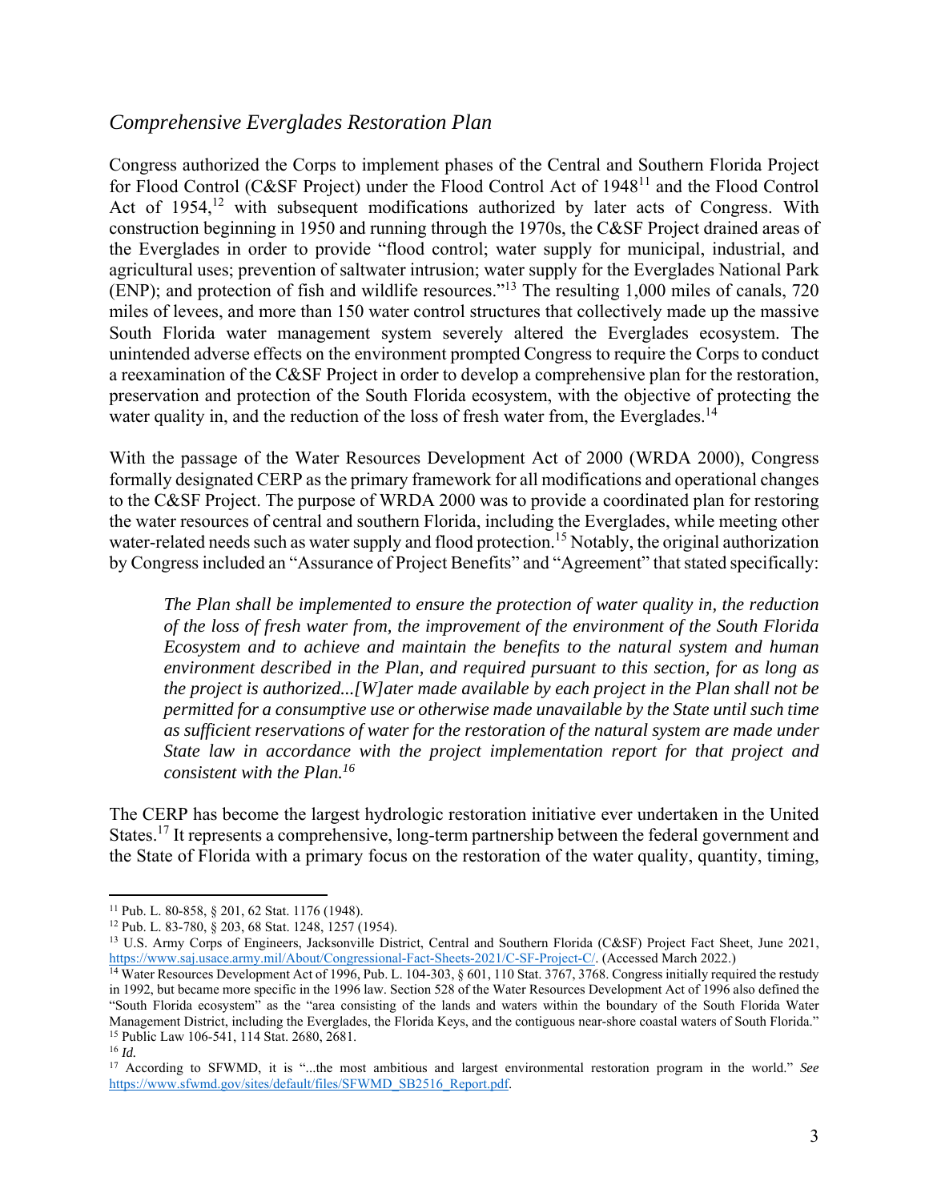## *Comprehensive Everglades Restoration Plan*

Congress authorized the Corps to implement phases of the Central and Southern Florida Project for Flood Control (C&SF Project) under the Flood Control Act of 1948[11] and the Flood Control Act of 1954,[12] with subsequent modifications authorized by later acts of Congress. With construction beginning in 1950 and running through the 1970s, the C&SF Project drained areas of the Everglades in order to provide "flood control; water supply for municipal, industrial, and agricultural uses; prevention of saltwater intrusion; water supply for the Everglades National Park (ENP); and protection of fish and wildlife resources."[13] The resulting 1,000 miles of canals, 720 miles of levees, and more than 150 water control structures that collectively made up the massive South Florida water management system severely altered the Everglades ecosystem. The unintended adverse effects on the environment prompted Congress to require the Corps to conduct a reexamination of the C&SF Project in order to develop a comprehensive plan for the restoration, preservation and protection of the South Florida ecosystem, with the objective of protecting the water quality in, and the reduction of the loss of fresh water from, the Everglades.[14]

With the passage of the Water Resources Development Act of 2000 (WRDA 2000), Congress formally designated CERP as the primary framework for all modifications and operational changes to the C&SF Project. The purpose of WRDA 2000 was to provide a coordinated plan for restoring the water resources of central and southern Florida, including the Everglades, while meeting other water-related needs such as water supply and flood protection.[15] Notably, the original authorization by Congress included an "Assurance of Project Benefits" and "Agreement" that stated specifically:

> *The Plan shall be implemented to ensure the protection of water quality in, the reduction of the loss of fresh water from, the improvement of the environment of the South Florida Ecosystem and to achieve and maintain the benefits to the natural system and human environment described in the Plan, and required pursuant to this section, for as long as the project is authorized...[W]ater made available by each project in the Plan shall not be permitted for a consumptive use or otherwise made unavailable by the State until such time as sufficient reservations of water for the restoration of the natural system are made under State law in accordance with the project implementation report for that project and consistent with the Plan.*[16]

The CERP has become the largest hydrologic restoration initiative ever undertaken in the United States.[17] It represents a comprehensive, long-term partnership between the federal government and the State of Florida with a primary focus on the restoration of the water quality, quantity, timing,

---

[11] Pub. L. 80-858, § 201, 62 Stat. 1176 (1948).

[12] Pub. L. 83-780, § 203, 68 Stat. 1248, 1257 (1954).

[13] U.S. Army Corps of Engineers, Jacksonville District, Central and Southern Florida (C&SF) Project Fact Sheet, June 2021, https://www.saj.usace.army.mil/About/Congressional-Fact-Sheets-2021/C-SF-Project-C/. (Accessed March 2022.)

[14] Water Resources Development Act of 1996, Pub. L. 104-303, § 601, 110 Stat. 3767, 3768. Congress initially required the restudy in 1992, but became more specific in the 1996 law. Section 528 of the Water Resources Development Act of 1996 also defined the "South Florida ecosystem" as the "area consisting of the lands and waters within the boundary of the South Florida Water Management District, including the Everglades, the Florida Keys, and the contiguous near-shore coastal waters of South Florida."

[15] Public Law 106-541, 114 Stat. 2680, 2681.

[16] *Id.*

[17] According to SFWMD, it is "...the most ambitious and largest environmental restoration program in the world." *See* https://www.sfwmd.gov/sites/default/files/SFWMD_SB2516_Report.pdf.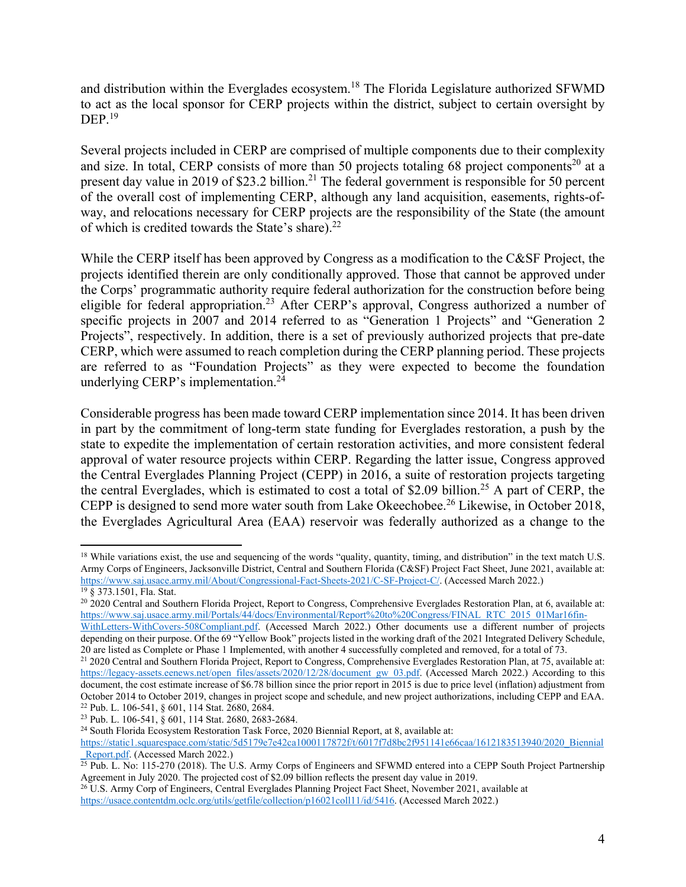and distribution within the Everglades ecosystem.[18] The Florida Legislature authorized SFWMD to act as the local sponsor for CERP projects within the district, subject to certain oversight by DEP.[19]

Several projects included in CERP are comprised of multiple components due to their complexity and size. In total, CERP consists of more than 50 projects totaling 68 project components[20] at a present day value in 2019 of $23.2 billion.[21] The federal government is responsible for 50 percent of the overall cost of implementing CERP, although any land acquisition, easements, rights-of-way, and relocations necessary for CERP projects are the responsibility of the State (the amount of which is credited towards the State's share).[22]

While the CERP itself has been approved by Congress as a modification to the C&SF Project, the projects identified therein are only conditionally approved. Those that cannot be approved under the Corps' programmatic authority require federal authorization for the construction before being eligible for federal appropriation.[23] After CERP's approval, Congress authorized a number of specific projects in 2007 and 2014 referred to as "Generation 1 Projects" and "Generation 2 Projects", respectively. In addition, there is a set of previously authorized projects that pre-date CERP, which were assumed to reach completion during the CERP planning period. These projects are referred to as "Foundation Projects" as they were expected to become the foundation underlying CERP's implementation.[24]

Considerable progress has been made toward CERP implementation since 2014. It has been driven in part by the commitment of long-term state funding for Everglades restoration, a push by the state to expedite the implementation of certain restoration activities, and more consistent federal approval of water resource projects within CERP. Regarding the latter issue, Congress approved the Central Everglades Planning Project (CEPP) in 2016, a suite of restoration projects targeting the central Everglades, which is estimated to cost a total of $2.09 billion.[25] A part of CERP, the CEPP is designed to send more water south from Lake Okeechobee.[26] Likewise, in October 2018, the Everglades Agricultural Area (EAA) reservoir was federally authorized as a change to the

---

[18] While variations exist, the use and sequencing of the words "quality, quantity, timing, and distribution" in the text match U.S. Army Corps of Engineers, Jacksonville District, Central and Southern Florida (C&SF) Project Fact Sheet, June 2021, available at: https://www.saj.usace.army.mil/About/Congressional-Fact-Sheets-2021/C-SF-Project-C/. (Accessed March 2022.)

[19] § 373.1501, Fla. Stat.

[20] 2020 Central and Southern Florida Project, Report to Congress, Comprehensive Everglades Restoration Plan, at 6, available at: https://www.saj.usace.army.mil/Portals/44/docs/Environmental/Report%20to%20Congress/FINAL_RTC_2015_01Mar16fin-WithLetters-WithCovers-508Compliant.pdf. (Accessed March 2022.) Other documents use a different number of projects depending on their purpose. Of the 69 "Yellow Book" projects listed in the working draft of the 2021 Integrated Delivery Schedule, 20 are listed as Complete or Phase 1 Implemented, with another 4 successfully completed and removed, for a total of 73.

[21] 2020 Central and Southern Florida Project, Report to Congress, Comprehensive Everglades Restoration Plan, at 75, available at: https://legacy-assets.eenews.net/open_files/assets/2020/12/28/document_gw_03.pdf. (Accessed March 2022.) According to this document, the cost estimate increase of $6.78 billion since the prior report in 2015 is due to price level (inflation) adjustment from October 2014 to October 2019, changes in project scope and schedule, and new project authorizations, including CEPP and EAA.

[22] Pub. L. 106-541, § 601, 114 Stat. 2680, 2684.

[23] Pub. L. 106-541, § 601, 114 Stat. 2680, 2683-2684.

[24] South Florida Ecosystem Restoration Task Force, 2020 Biennial Report, at 8, available at: https://static1.squarespace.com/static/5d5179e7e42ca1000117872f/t/6017f7d8bc2f951141e66caa/1612183513940/2020_Biennial_Report.pdf. (Accessed March 2022.)

[25] Pub. L. No: 115-270 (2018). The U.S. Army Corps of Engineers and SFWMD entered into a CEPP South Project Partnership Agreement in July 2020. The projected cost of $2.09 billion reflects the present day value in 2019.

[26] U.S. Army Corp of Engineers, Central Everglades Planning Project Fact Sheet, November 2021, available at https://usace.contentdm.oclc.org/utils/getfile/collection/p16021coll11/id/5416. (Accessed March 2022.)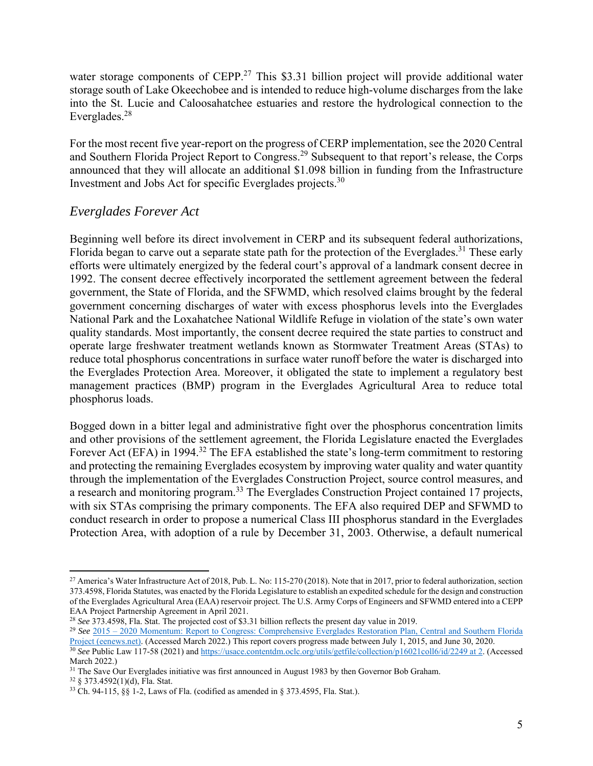water storage components of CEPP.[27] This $3.31 billion project will provide additional water storage south of Lake Okeechobee and is intended to reduce high-volume discharges from the lake into the St. Lucie and Caloosahatchee estuaries and restore the hydrological connection to the Everglades.[28]

For the most recent five year-report on the progress of CERP implementation, see the 2020 Central and Southern Florida Project Report to Congress.[29] Subsequent to that report's release, the Corps announced that they will allocate an additional $1.098 billion in funding from the Infrastructure Investment and Jobs Act for specific Everglades projects.[30]

### *Everglades Forever Act*

Beginning well before its direct involvement in CERP and its subsequent federal authorizations, Florida began to carve out a separate state path for the protection of the Everglades.[31] These early efforts were ultimately energized by the federal court's approval of a landmark consent decree in 1992. The consent decree effectively incorporated the settlement agreement between the federal government, the State of Florida, and the SFWMD, which resolved claims brought by the federal government concerning discharges of water with excess phosphorus levels into the Everglades National Park and the Loxahatchee National Wildlife Refuge in violation of the state's own water quality standards. Most importantly, the consent decree required the state parties to construct and operate large freshwater treatment wetlands known as Stormwater Treatment Areas (STAs) to reduce total phosphorus concentrations in surface water runoff before the water is discharged into the Everglades Protection Area. Moreover, it obligated the state to implement a regulatory best management practices (BMP) program in the Everglades Agricultural Area to reduce total phosphorus loads.

Bogged down in a bitter legal and administrative fight over the phosphorus concentration limits and other provisions of the settlement agreement, the Florida Legislature enacted the Everglades Forever Act (EFA) in 1994.[32] The EFA established the state's long-term commitment to restoring and protecting the remaining Everglades ecosystem by improving water quality and water quantity through the implementation of the Everglades Construction Project, source control measures, and a research and monitoring program.[33] The Everglades Construction Project contained 17 projects, with six STAs comprising the primary components. The EFA also required DEP and SFWMD to conduct research in order to propose a numerical Class III phosphorus standard in the Everglades Protection Area, with adoption of a rule by December 31, 2003. Otherwise, a default numerical

---

[27] America's Water Infrastructure Act of 2018, Pub. L. No: 115-270 (2018). Note that in 2017, prior to federal authorization, section 373.4598, Florida Statutes, was enacted by the Florida Legislature to establish an expedited schedule for the design and construction of the Everglades Agricultural Area (EAA) reservoir project. The U.S. Army Corps of Engineers and SFWMD entered into a CEPP EAA Project Partnership Agreement in April 2021.

[28] *See* 373.4598, Fla. Stat. The projected cost of $3.31 billion reflects the present day value in 2019.

[29] *See* [2015 – 2020 Momentum: Report to Congress: Comprehensive Everglades Restoration Plan, Central and Southern Florida Project (eenews.net)](). (Accessed March 2022.) This report covers progress made between July 1, 2015, and June 30, 2020.

[30] *See* Public Law 117-58 (2021) and https://usace.contentdm.oclc.org/utils/getfile/collection/p16021coll6/id/2249 at 2. (Accessed March 2022.)

[31] The Save Our Everglades initiative was first announced in August 1983 by then Governor Bob Graham.

[32] § 373.4592(1)(d), Fla. Stat.

[33] Ch. 94-115, §§ 1-2, Laws of Fla. (codified as amended in § 373.4595, Fla. Stat.).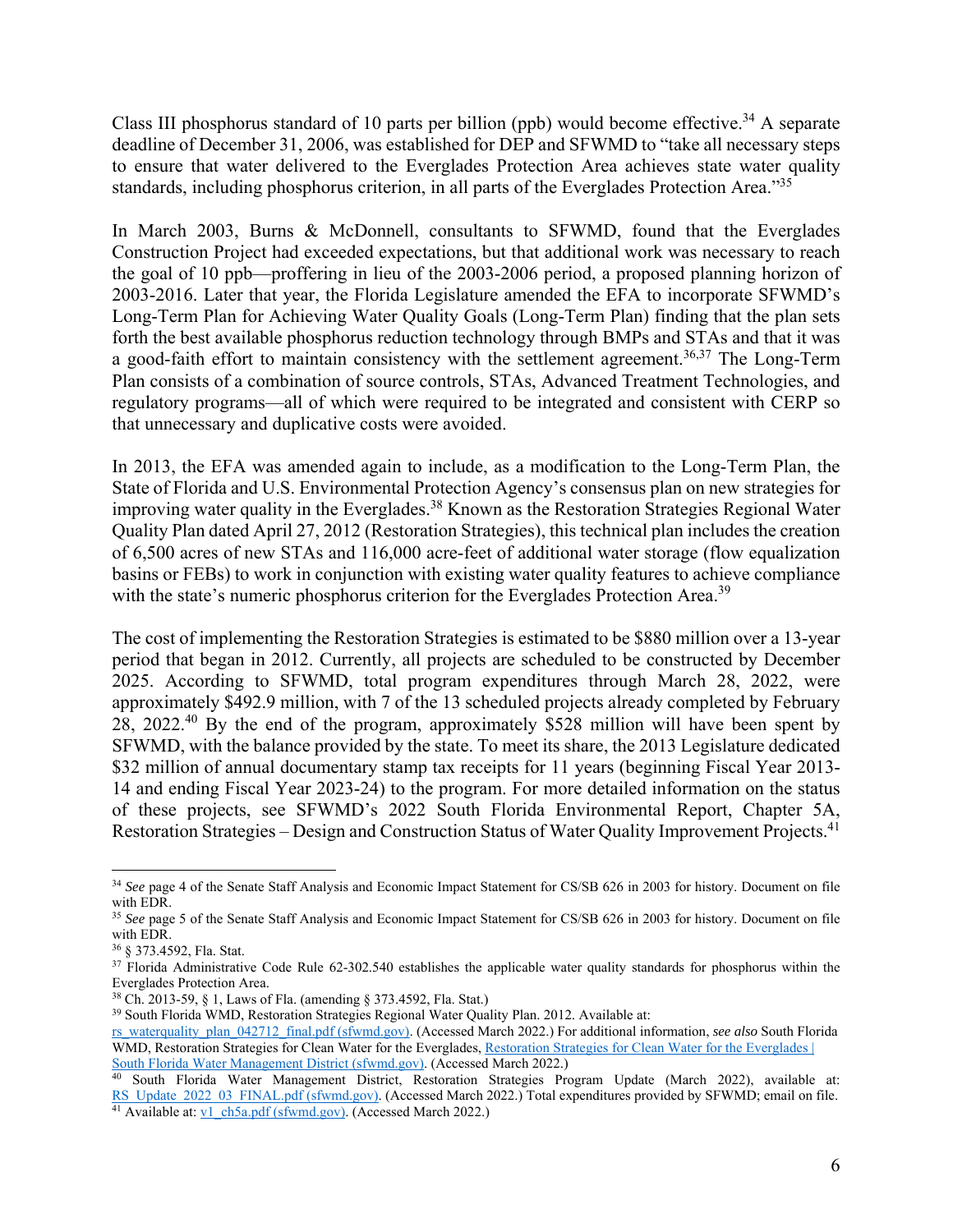Class III phosphorus standard of 10 parts per billion (ppb) would become effective.[34] A separate deadline of December 31, 2006, was established for DEP and SFWMD to "take all necessary steps to ensure that water delivered to the Everglades Protection Area achieves state water quality standards, including phosphorus criterion, in all parts of the Everglades Protection Area."[35]

In March 2003, Burns & McDonnell, consultants to SFWMD, found that the Everglades Construction Project had exceeded expectations, but that additional work was necessary to reach the goal of 10 ppb—proffering in lieu of the 2003-2006 period, a proposed planning horizon of 2003-2016. Later that year, the Florida Legislature amended the EFA to incorporate SFWMD's Long-Term Plan for Achieving Water Quality Goals (Long-Term Plan) finding that the plan sets forth the best available phosphorus reduction technology through BMPs and STAs and that it was a good-faith effort to maintain consistency with the settlement agreement.[36,37] The Long-Term Plan consists of a combination of source controls, STAs, Advanced Treatment Technologies, and regulatory programs—all of which were required to be integrated and consistent with CERP so that unnecessary and duplicative costs were avoided.

In 2013, the EFA was amended again to include, as a modification to the Long-Term Plan, the State of Florida and U.S. Environmental Protection Agency's consensus plan on new strategies for improving water quality in the Everglades.[38] Known as the Restoration Strategies Regional Water Quality Plan dated April 27, 2012 (Restoration Strategies), this technical plan includes the creation of 6,500 acres of new STAs and 116,000 acre-feet of additional water storage (flow equalization basins or FEBs) to work in conjunction with existing water quality features to achieve compliance with the state's numeric phosphorus criterion for the Everglades Protection Area.[39]

The cost of implementing the Restoration Strategies is estimated to be $880 million over a 13-year period that began in 2012. Currently, all projects are scheduled to be constructed by December 2025. According to SFWMD, total program expenditures through March 28, 2022, were approximately $492.9 million, with 7 of the 13 scheduled projects already completed by February 28, 2022.[40] By the end of the program, approximately $528 million will have been spent by SFWMD, with the balance provided by the state. To meet its share, the 2013 Legislature dedicated $32 million of annual documentary stamp tax receipts for 11 years (beginning Fiscal Year 2013-14 and ending Fiscal Year 2023-24) to the program. For more detailed information on the status of these projects, see SFWMD's 2022 South Florida Environmental Report, Chapter 5A, Restoration Strategies – Design and Construction Status of Water Quality Improvement Projects.[41]

---

[34] *See* page 4 of the Senate Staff Analysis and Economic Impact Statement for CS/SB 626 in 2003 for history. Document on file with EDR.

[35] *See* page 5 of the Senate Staff Analysis and Economic Impact Statement for CS/SB 626 in 2003 for history. Document on file with EDR.

[36] § 373.4592, Fla. Stat.

[37] Florida Administrative Code Rule 62-302.540 establishes the applicable water quality standards for phosphorus within the Everglades Protection Area.

[38] Ch. 2013-59, § 1, Laws of Fla. (amending § 373.4592, Fla. Stat.)

[39] South Florida WMD, Restoration Strategies Regional Water Quality Plan. 2012. Available at: rs_waterquality_plan_042712_final.pdf (sfwmd.gov). (Accessed March 2022.) For additional information, *see also* South Florida WMD, Restoration Strategies for Clean Water for the Everglades, Restoration Strategies for Clean Water for the Everglades | South Florida Water Management District (sfwmd.gov). (Accessed March 2022.)

[40] South Florida Water Management District, Restoration Strategies Program Update (March 2022), available at: RS_Update_2022_03_FINAL.pdf (sfwmd.gov). (Accessed March 2022.) Total expenditures provided by SFWMD; email on file.

[41] Available at: v1_ch5a.pdf (sfwmd.gov). (Accessed March 2022.)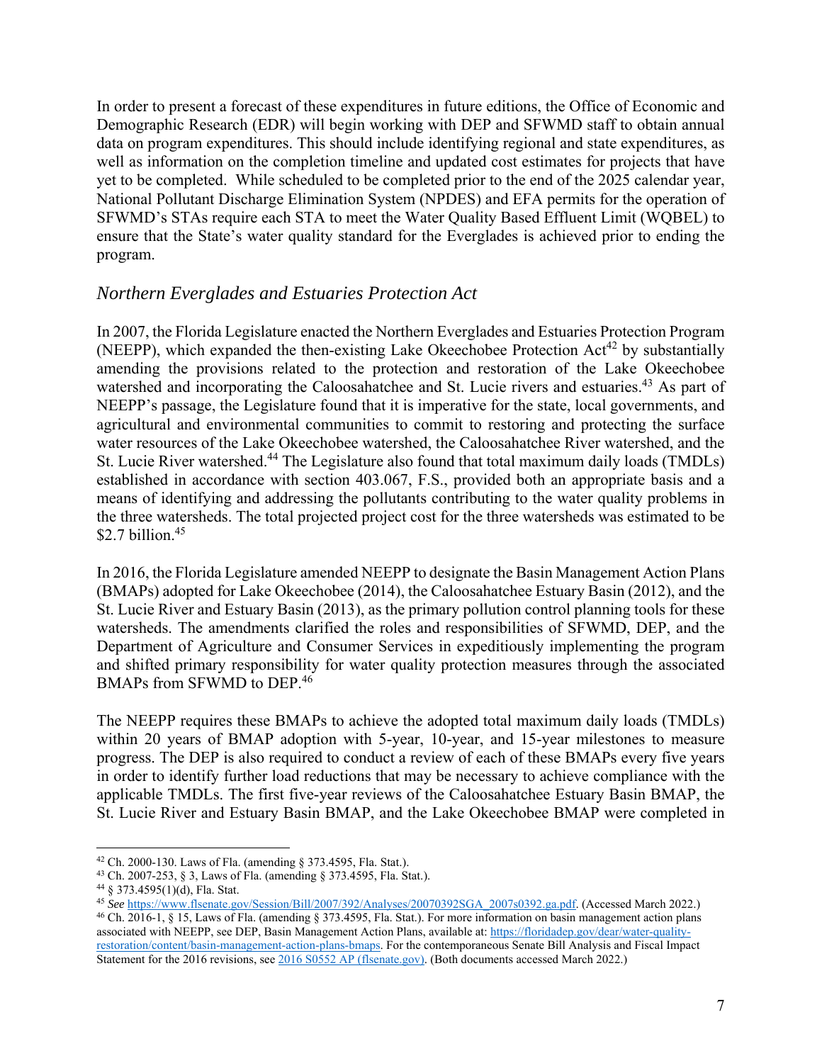In order to present a forecast of these expenditures in future editions, the Office of Economic and Demographic Research (EDR) will begin working with DEP and SFWMD staff to obtain annual data on program expenditures. This should include identifying regional and state expenditures, as well as information on the completion timeline and updated cost estimates for projects that have yet to be completed. While scheduled to be completed prior to the end of the 2025 calendar year, National Pollutant Discharge Elimination System (NPDES) and EFA permits for the operation of SFWMD's STAs require each STA to meet the Water Quality Based Effluent Limit (WQBEL) to ensure that the State's water quality standard for the Everglades is achieved prior to ending the program.

### *Northern Everglades and Estuaries Protection Act*

In 2007, the Florida Legislature enacted the Northern Everglades and Estuaries Protection Program (NEEPP), which expanded the then-existing Lake Okeechobee Protection Act[42] by substantially amending the provisions related to the protection and restoration of the Lake Okeechobee watershed and incorporating the Caloosahatchee and St. Lucie rivers and estuaries.[43] As part of NEEPP's passage, the Legislature found that it is imperative for the state, local governments, and agricultural and environmental communities to commit to restoring and protecting the surface water resources of the Lake Okeechobee watershed, the Caloosahatchee River watershed, and the St. Lucie River watershed.[44] The Legislature also found that total maximum daily loads (TMDLs) established in accordance with section 403.067, F.S., provided both an appropriate basis and a means of identifying and addressing the pollutants contributing to the water quality problems in the three watersheds. The total projected project cost for the three watersheds was estimated to be \$2.7 billion.[45]

In 2016, the Florida Legislature amended NEEPP to designate the Basin Management Action Plans (BMAPs) adopted for Lake Okeechobee (2014), the Caloosahatchee Estuary Basin (2012), and the St. Lucie River and Estuary Basin (2013), as the primary pollution control planning tools for these watersheds. The amendments clarified the roles and responsibilities of SFWMD, DEP, and the Department of Agriculture and Consumer Services in expeditiously implementing the program and shifted primary responsibility for water quality protection measures through the associated BMAPs from SFWMD to DEP.[46]

The NEEPP requires these BMAPs to achieve the adopted total maximum daily loads (TMDLs) within 20 years of BMAP adoption with 5-year, 10-year, and 15-year milestones to measure progress. The DEP is also required to conduct a review of each of these BMAPs every five years in order to identify further load reductions that may be necessary to achieve compliance with the applicable TMDLs. The first five-year reviews of the Caloosahatchee Estuary Basin BMAP, the St. Lucie River and Estuary Basin BMAP, and the Lake Okeechobee BMAP were completed in

---

[42] Ch. 2000-130. Laws of Fla. (amending § 373.4595, Fla. Stat.).

[43] Ch. 2007-253, § 3, Laws of Fla. (amending § 373.4595, Fla. Stat.).

[44] § 373.4595(1)(d), Fla. Stat.

[45] *See* https://www.flsenate.gov/Session/Bill/2007/392/Analyses/20070392SGA_2007s0392.ga.pdf. (Accessed March 2022.)

[46] Ch. 2016-1, § 15, Laws of Fla. (amending § 373.4595, Fla. Stat.). For more information on basin management action plans associated with NEEPP, see DEP, Basin Management Action Plans, available at: https://floridadep.gov/dear/water-quality-restoration/content/basin-management-action-plans-bmaps. For the contemporaneous Senate Bill Analysis and Fiscal Impact Statement for the 2016 revisions, see 2016 S0552 AP (flsenate.gov). (Both documents accessed March 2022.)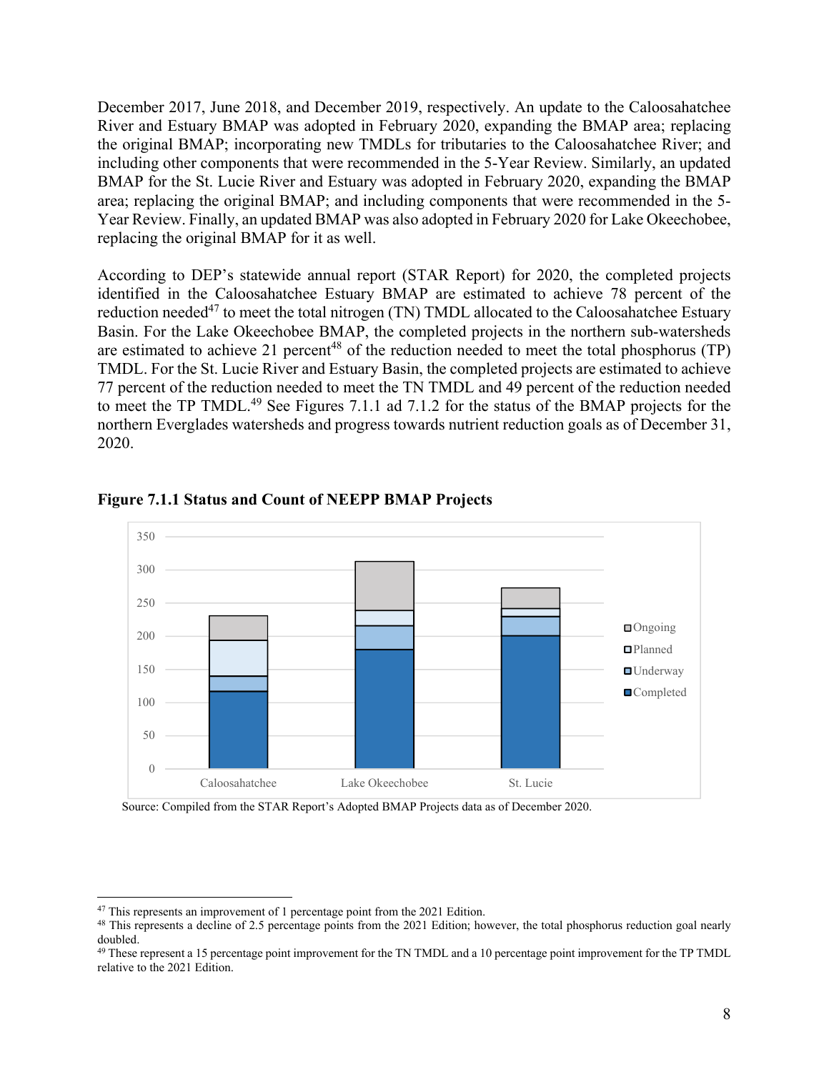December 2017, June 2018, and December 2019, respectively. An update to the Caloosahatchee River and Estuary BMAP was adopted in February 2020, expanding the BMAP area; replacing the original BMAP; incorporating new TMDLs for tributaries to the Caloosahatchee River; and including other components that were recommended in the 5-Year Review. Similarly, an updated BMAP for the St. Lucie River and Estuary was adopted in February 2020, expanding the BMAP area; replacing the original BMAP; and including components that were recommended in the 5-Year Review. Finally, an updated BMAP was also adopted in February 2020 for Lake Okeechobee, replacing the original BMAP for it as well.

According to DEP's statewide annual report (STAR Report) for 2020, the completed projects identified in the Caloosahatchee Estuary BMAP are estimated to achieve 78 percent of the reduction needed[47] to meet the total nitrogen (TN) TMDL allocated to the Caloosahatchee Estuary Basin. For the Lake Okeechobee BMAP, the completed projects in the northern sub-watersheds are estimated to achieve 21 percent[48] of the reduction needed to meet the total phosphorus (TP) TMDL. For the St. Lucie River and Estuary Basin, the completed projects are estimated to achieve 77 percent of the reduction needed to meet the TN TMDL and 49 percent of the reduction needed to meet the TP TMDL.[49] See Figures 7.1.1 ad 7.1.2 for the status of the BMAP projects for the northern Everglades watersheds and progress towards nutrient reduction goals as of December 31, 2020.

**Figure 7.1.1 Status and Count of NEEPP BMAP Projects**

Source: Compiled from the STAR Report's Adopted BMAP Projects data as of December 2020.

---

[47] This represents an improvement of 1 percentage point from the 2021 Edition.

[48] This represents a decline of 2.5 percentage points from the 2021 Edition; however, the total phosphorus reduction goal nearly doubled.

[49] These represent a 15 percentage point improvement for the TN TMDL and a 10 percentage point improvement for the TP TMDL relative to the 2021 Edition.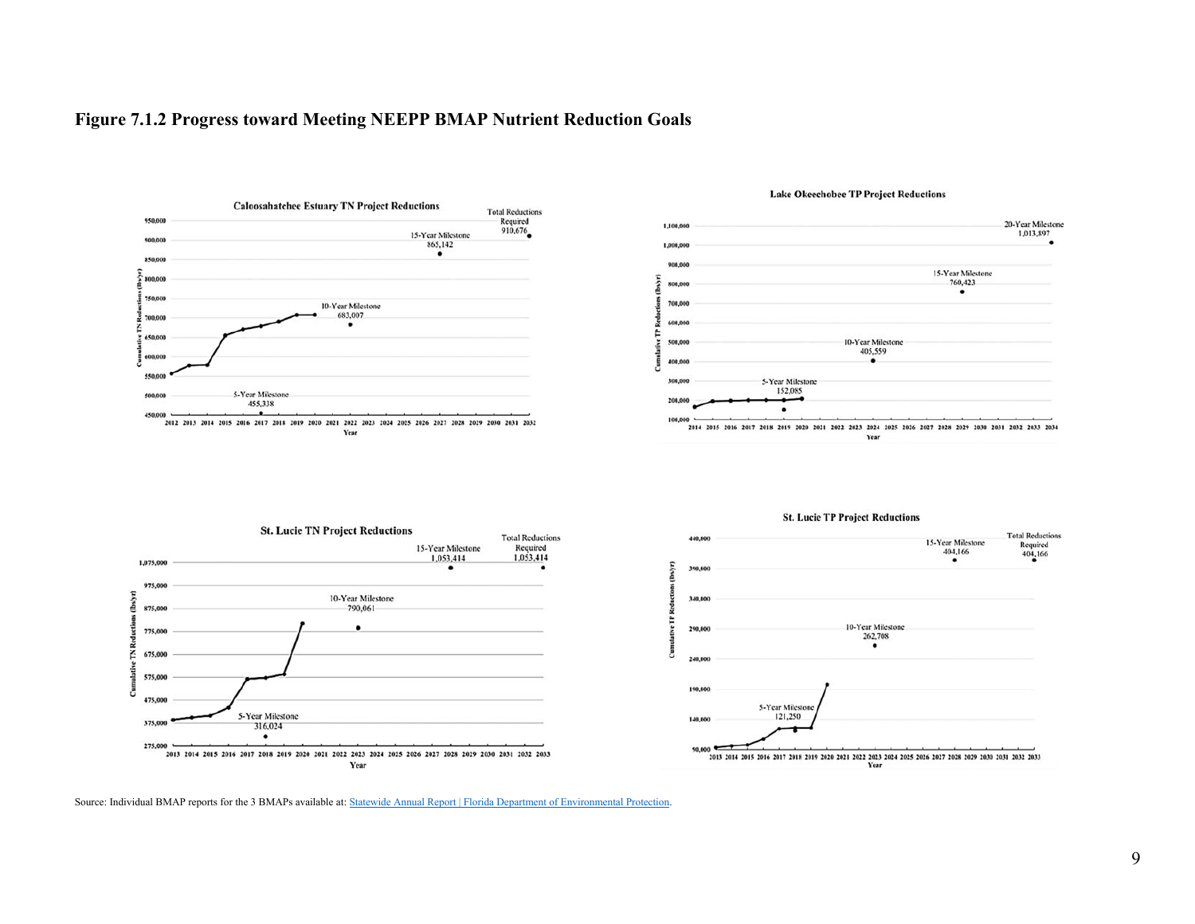**Figure 7.1.2 Progress toward Meeting NEEPP BMAP Nutrient Reduction Goals**

Source: Individual BMAP reports for the 3 BMAPs available at: [Statewide Annual Report | Florida Department of Environmental Protection](Statewide Annual Report | Florida Department of Environmental Protection).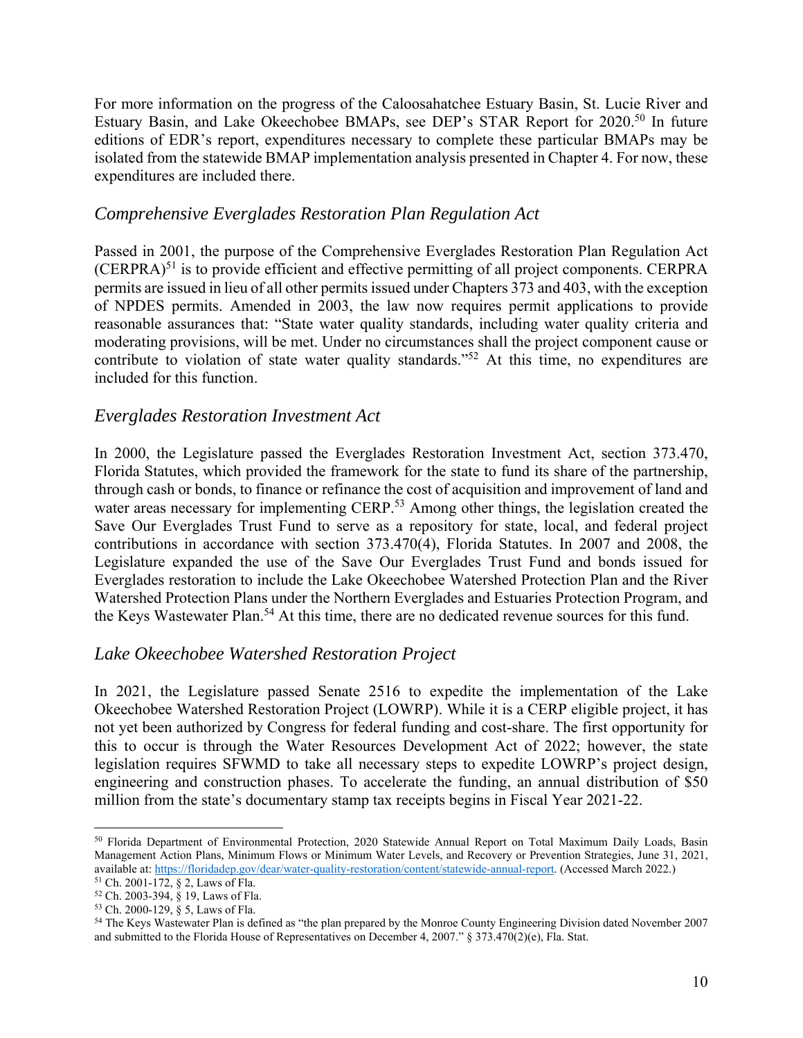For more information on the progress of the Caloosahatchee Estuary Basin, St. Lucie River and Estuary Basin, and Lake Okeechobee BMAPs, see DEP's STAR Report for 2020.[50] In future editions of EDR's report, expenditures necessary to complete these particular BMAPs may be isolated from the statewide BMAP implementation analysis presented in Chapter 4. For now, these expenditures are included there.

### *Comprehensive Everglades Restoration Plan Regulation Act*

Passed in 2001, the purpose of the Comprehensive Everglades Restoration Plan Regulation Act (CERPRA)[51] is to provide efficient and effective permitting of all project components. CERPRA permits are issued in lieu of all other permits issued under Chapters 373 and 403, with the exception of NPDES permits. Amended in 2003, the law now requires permit applications to provide reasonable assurances that: "State water quality standards, including water quality criteria and moderating provisions, will be met. Under no circumstances shall the project component cause or contribute to violation of state water quality standards."[52] At this time, no expenditures are included for this function.

### *Everglades Restoration Investment Act*

In 2000, the Legislature passed the Everglades Restoration Investment Act, section 373.470, Florida Statutes, which provided the framework for the state to fund its share of the partnership, through cash or bonds, to finance or refinance the cost of acquisition and improvement of land and water areas necessary for implementing CERP.[53] Among other things, the legislation created the Save Our Everglades Trust Fund to serve as a repository for state, local, and federal project contributions in accordance with section 373.470(4), Florida Statutes. In 2007 and 2008, the Legislature expanded the use of the Save Our Everglades Trust Fund and bonds issued for Everglades restoration to include the Lake Okeechobee Watershed Protection Plan and the River Watershed Protection Plans under the Northern Everglades and Estuaries Protection Program, and the Keys Wastewater Plan.[54] At this time, there are no dedicated revenue sources for this fund.

### *Lake Okeechobee Watershed Restoration Project*

In 2021, the Legislature passed Senate 2516 to expedite the implementation of the Lake Okeechobee Watershed Restoration Project (LOWRP). While it is a CERP eligible project, it has not yet been authorized by Congress for federal funding and cost-share. The first opportunity for this to occur is through the Water Resources Development Act of 2022; however, the state legislation requires SFWMD to take all necessary steps to expedite LOWRP's project design, engineering and construction phases. To accelerate the funding, an annual distribution of $50 million from the state's documentary stamp tax receipts begins in Fiscal Year 2021-22.

---

[50] Florida Department of Environmental Protection, 2020 Statewide Annual Report on Total Maximum Daily Loads, Basin Management Action Plans, Minimum Flows or Minimum Water Levels, and Recovery or Prevention Strategies, June 31, 2021, available at: https://floridadep.gov/dear/water-quality-restoration/content/statewide-annual-report. (Accessed March 2022.)

[51] Ch. 2001-172, § 2, Laws of Fla.

[52] Ch. 2003-394, § 19, Laws of Fla.

[53] Ch. 2000-129, § 5, Laws of Fla.

[54] The Keys Wastewater Plan is defined as "the plan prepared by the Monroe County Engineering Division dated November 2007 and submitted to the Florida House of Representatives on December 4, 2007." § 373.470(2)(e), Fla. Stat.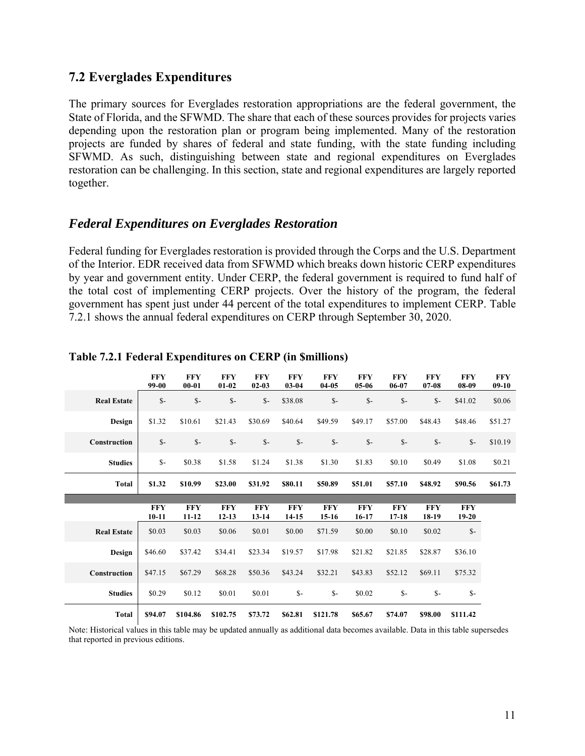## 7.2 Everglades Expenditures

The primary sources for Everglades restoration appropriations are the federal government, the State of Florida, and the SFWMD. The share that each of these sources provides for projects varies depending upon the restoration plan or program being implemented. Many of the restoration projects are funded by shares of federal and state funding, with the state funding including SFWMD. As such, distinguishing between state and regional expenditures on Everglades restoration can be challenging. In this section, state and regional expenditures are largely reported together.

### *Federal Expenditures on Everglades Restoration*

Federal funding for Everglades restoration is provided through the Corps and the U.S. Department of the Interior. EDR received data from SFWMD which breaks down historic CERP expenditures by year and government entity. Under CERP, the federal government is required to fund half of the total cost of implementing CERP projects. Over the history of the program, the federal government has spent just under 44 percent of the total expenditures to implement CERP. Table 7.2.1 shows the annual federal expenditures on CERP through September 30, 2020.

**Table 7.2.1 Federal Expenditures on CERP (in $millions)**

| | FFY 99-00 | FFY 00-01 | FFY 01-02 | FFY 02-03 | FFY 03-04 | FFY 04-05 | FFY 05-06 | FFY 06-07 | FFY 07-08 | FFY 08-09 | FFY 09-10 |
|---|---|---|---|---|---|---|---|---|---|---|---|
| **Real Estate** | $- | $- | $- | $- | $38.08 | $- | $- | $- | $- | $41.02 | $0.06 |
| **Design** | $1.32 | $10.61 | $21.43 | $30.69 | $40.64 | $49.59 | $49.17 | $57.00 | $48.43 | $48.46 | $51.27 |
| **Construction** | $- | $- | $- | $- | $- | $- | $- | $- | $- | $- | $10.19 |
| **Studies** | $- | $0.38 | $1.58 | $1.24 | $1.38 | $1.30 | $1.83 | $0.10 | $0.49 | $1.08 | $0.21 |
| **Total** | **$1.32** | **$10.99** | **$23.00** | **$31.92** | **$80.11** | **$50.89** | **$51.01** | **$57.10** | **$48.92** | **$90.56** | **$61.73** |

| | FFY 10-11 | FFY 11-12 | FFY 12-13 | FFY 13-14 | FFY 14-15 | FFY 15-16 | FFY 16-17 | FFY 17-18 | FFY 18-19 | FFY 19-20 |
|---|---|---|---|---|---|---|---|---|---|---|
| **Real Estate** | $0.03 | $0.03 | $0.06 | $0.01 | $0.00 | $71.59 | $0.00 | $0.10 | $0.02 | $- |
| **Design** | $46.60 | $37.42 | $34.41 | $23.34 | $19.57 | $17.98 | $21.82 | $21.85 | $28.87 | $36.10 |
| **Construction** | $47.15 | $67.29 | $68.28 | $50.36 | $43.24 | $32.21 | $43.83 | $52.12 | $69.11 | $75.32 |
| **Studies** | $0.29 | $0.12 | $0.01 | $0.01 | $- | $- | $0.02 | $- | $- | $- |
| **Total** | **$94.07** | **$104.86** | **$102.75** | **$73.72** | **$62.81** | **$121.78** | **$65.67** | **$74.07** | **$98.00** | **$111.42** |

Note: Historical values in this table may be updated annually as additional data becomes available. Data in this table supersedes that reported in previous editions.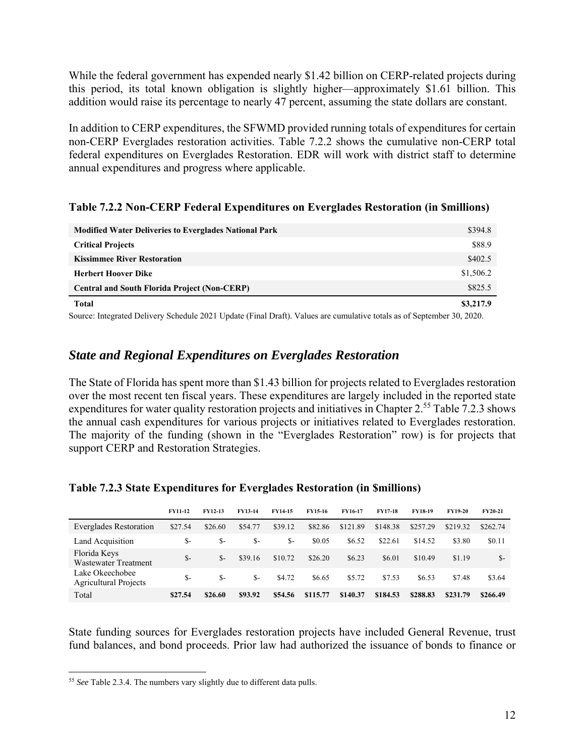While the federal government has expended nearly \$1.42 billion on CERP-related projects during this period, its total known obligation is slightly higher—approximately \$1.61 billion. This addition would raise its percentage to nearly 47 percent, assuming the state dollars are constant.

In addition to CERP expenditures, the SFWMD provided running totals of expenditures for certain non-CERP Everglades restoration activities. Table 7.2.2 shows the cumulative non-CERP total federal expenditures on Everglades Restoration. EDR will work with district staff to determine annual expenditures and progress where applicable.

**Table 7.2.2 Non-CERP Federal Expenditures on Everglades Restoration (in \$millions)**

| | |
|---|---|
| **Modified Water Deliveries to Everglades National Park** | \$394.8 |
| **Critical Projects** | \$88.9 |
| **Kissimmee River Restoration** | \$402.5 |
| **Herbert Hoover Dike** | \$1,506.2 |
| **Central and South Florida Project (Non-CERP)** | \$825.5 |
| **Total** | **\$3,217.9** |

Source: Integrated Delivery Schedule 2021 Update (Final Draft). Values are cumulative totals as of September 30, 2020.

## *State and Regional Expenditures on Everglades Restoration*

The State of Florida has spent more than \$1.43 billion for projects related to Everglades restoration over the most recent ten fiscal years. These expenditures are largely included in the reported state expenditures for water quality restoration projects and initiatives in Chapter 2.[55] Table 7.2.3 shows the annual cash expenditures for various projects or initiatives related to Everglades restoration. The majority of the funding (shown in the "Everglades Restoration" row) is for projects that support CERP and Restoration Strategies.

**Table 7.2.3 State Expenditures for Everglades Restoration (in \$millions)**

| | FY11-12 | FY12-13 | FY13-14 | FY14-15 | FY15-16 | FY16-17 | FY17-18 | FY18-19 | FY19-20 | FY20-21 |
|---|---|---|---|---|---|---|---|---|---|---|
| Everglades Restoration | \$27.54 | \$26.60 | \$54.77 | \$39.12 | \$82.86 | \$121.89 | \$148.38 | \$257.29 | \$219.32 | \$262.74 |
| Land Acquisition | \$- | \$- | \$- | \$- | \$0.05 | \$6.52 | \$22.61 | \$14.52 | \$3.80 | \$0.11 |
| Florida Keys Wastewater Treatment | \$- | \$- | \$39.16 | \$10.72 | \$26.20 | \$6.23 | \$6.01 | \$10.49 | \$1.19 | \$- |
| Lake Okeechobee Agricultural Projects | \$- | \$- | \$- | \$4.72 | \$6.65 | \$5.72 | \$7.53 | \$6.53 | \$7.48 | \$3.64 |
| Total | **\$27.54** | **\$26.60** | **\$93.92** | **\$54.56** | **\$115.77** | **\$140.37** | **\$184.53** | **\$288.83** | **\$231.79** | **\$266.49** |

State funding sources for Everglades restoration projects have included General Revenue, trust fund balances, and bond proceeds. Prior law had authorized the issuance of bonds to finance or

---

[55] *See* Table 2.3.4. The numbers vary slightly due to different data pulls.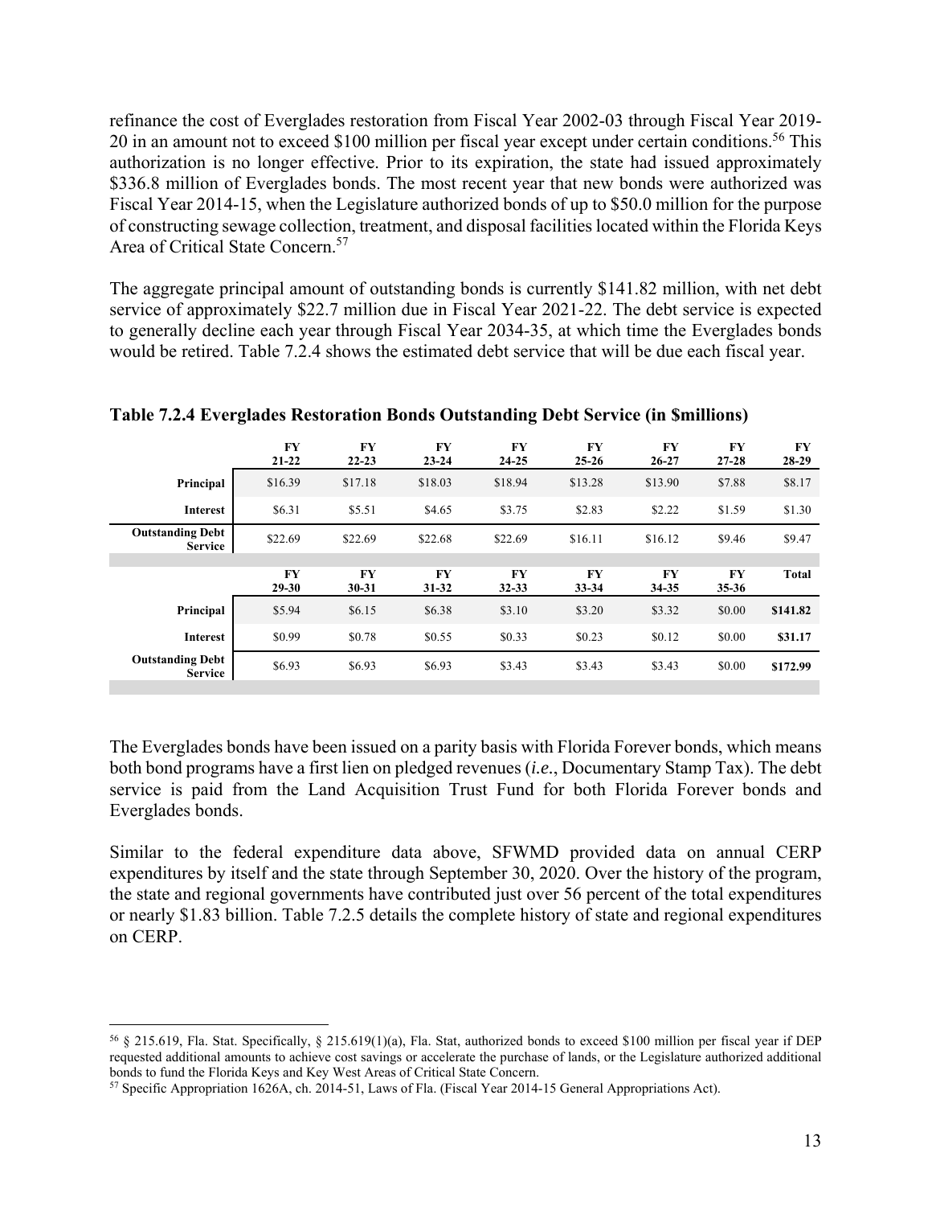refinance the cost of Everglades restoration from Fiscal Year 2002-03 through Fiscal Year 2019-20 in an amount not to exceed $100 million per fiscal year except under certain conditions.[56] This authorization is no longer effective. Prior to its expiration, the state had issued approximately $336.8 million of Everglades bonds. The most recent year that new bonds were authorized was Fiscal Year 2014-15, when the Legislature authorized bonds of up to $50.0 million for the purpose of constructing sewage collection, treatment, and disposal facilities located within the Florida Keys Area of Critical State Concern.[57]

The aggregate principal amount of outstanding bonds is currently $141.82 million, with net debt service of approximately $22.7 million due in Fiscal Year 2021-22. The debt service is expected to generally decline each year through Fiscal Year 2034-35, at which time the Everglades bonds would be retired. Table 7.2.4 shows the estimated debt service that will be due each fiscal year.

**Table 7.2.4 Everglades Restoration Bonds Outstanding Debt Service (in $millions)**

| | FY 21-22 | FY 22-23 | FY 23-24 | FY 24-25 | FY 25-26 | FY 26-27 | FY 27-28 | FY 28-29 |
|---|---|---|---|---|---|---|---|---|
| **Principal** | $16.39 | $17.18 | $18.03 | $18.94 | $13.28 | $13.90 | $7.88 | $8.17 |
| **Interest** | $6.31 | $5.51 | $4.65 | $3.75 | $2.83 | $2.22 | $1.59 | $1.30 |
| **Outstanding Debt Service** | $22.69 | $22.69 | $22.68 | $22.69 | $16.11 | $16.12 | $9.46 | $9.47 |
| | **FY 29-30** | **FY 30-31** | **FY 31-32** | **FY 32-33** | **FY 33-34** | **FY 34-35** | **FY 35-36** | **Total** |
| **Principal** | $5.94 | $6.15 | $6.38 | $3.10 | $3.20 | $3.32 | $0.00 | **$141.82** |
| **Interest** | $0.99 | $0.78 | $0.55 | $0.33 | $0.23 | $0.12 | $0.00 | **$31.17** |
| **Outstanding Debt Service** | $6.93 | $6.93 | $6.93 | $3.43 | $3.43 | $3.43 | $0.00 | **$172.99** |

The Everglades bonds have been issued on a parity basis with Florida Forever bonds, which means both bond programs have a first lien on pledged revenues (*i.e.*, Documentary Stamp Tax). The debt service is paid from the Land Acquisition Trust Fund for both Florida Forever bonds and Everglades bonds.

Similar to the federal expenditure data above, SFWMD provided data on annual CERP expenditures by itself and the state through September 30, 2020. Over the history of the program, the state and regional governments have contributed just over 56 percent of the total expenditures or nearly $1.83 billion. Table 7.2.5 details the complete history of state and regional expenditures on CERP.

---

[56] § 215.619, Fla. Stat. Specifically, § 215.619(1)(a), Fla. Stat, authorized bonds to exceed $100 million per fiscal year if DEP requested additional amounts to achieve cost savings or accelerate the purchase of lands, or the Legislature authorized additional bonds to fund the Florida Keys and Key West Areas of Critical State Concern.

[57] Specific Appropriation 1626A, ch. 2014-51, Laws of Fla. (Fiscal Year 2014-15 General Appropriations Act).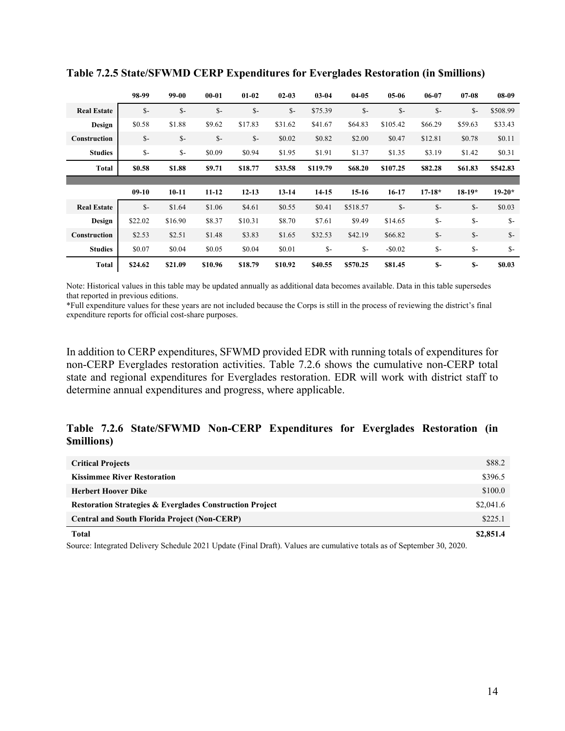**Table 7.2.5 State/SFWMD CERP Expenditures for Everglades Restoration (in $millions)**

| | 98-99 | 99-00 | 00-01 | 01-02 | 02-03 | 03-04 | 04-05 | 05-06 | 06-07 | 07-08 | 08-09 |
|---|---|---|---|---|---|---|---|---|---|---|---|
| **Real Estate** | $- | $- | $- | $- | $- | $75.39 | $- | $- | $- | $- | $508.99 |
| **Design** | $0.58 | $1.88 | $9.62 | $17.83 | $31.62 | $41.67 | $64.83 | $105.42 | $66.29 | $59.63 | $33.43 |
| **Construction** | $- | $- | $- | $- | $0.02 | $0.82 | $2.00 | $0.47 | $12.81 | $0.78 | $0.11 |
| **Studies** | $- | $- | $0.09 | $0.94 | $1.95 | $1.91 | $1.37 | $1.35 | $3.19 | $1.42 | $0.31 |
| **Total** | **$0.58** | **$1.88** | **$9.71** | **$18.77** | **$33.58** | **$119.79** | **$68.20** | **$107.25** | **$82.28** | **$61.83** | **$542.83** |
| | **09-10** | **10-11** | **11-12** | **12-13** | **13-14** | **14-15** | **15-16** | **16-17** | **17-18*** | **18-19*** | **19-20*** |
| **Real Estate** | $- | $1.64 | $1.06 | $4.61 | $0.55 | $0.41 | $518.57 | $- | $- | $- | $0.03 |
| **Design** | $22.02 | $16.90 | $8.37 | $10.31 | $8.70 | $7.61 | $9.49 | $14.65 | $- | $- | $- |
| **Construction** | $2.53 | $2.51 | $1.48 | $3.83 | $1.65 | $32.53 | $42.19 | $66.82 | $- | $- | $- |
| **Studies** | $0.07 | $0.04 | $0.05 | $0.04 | $0.01 | $- | $- | -$0.02 | $- | $- | $- |
| **Total** | **$24.62** | **$21.09** | **$10.96** | **$18.79** | **$10.92** | **$40.55** | **$570.25** | **$81.45** | **$-** | **$-** | **$0.03** |

Note: Historical values in this table may be updated annually as additional data becomes available. Data in this table supersedes that reported in previous editions.
*Full expenditure values for these years are not included because the Corps is still in the process of reviewing the district's final expenditure reports for official cost-share purposes.

In addition to CERP expenditures, SFWMD provided EDR with running totals of expenditures for non-CERP Everglades restoration activities. Table 7.2.6 shows the cumulative non-CERP total state and regional expenditures for Everglades restoration. EDR will work with district staff to determine annual expenditures and progress, where applicable.

**Table 7.2.6 State/SFWMD Non-CERP Expenditures for Everglades Restoration (in $millions)**

| | |
|---|---|
| **Critical Projects** | $88.2 |
| **Kissimmee River Restoration** | $396.5 |
| **Herbert Hoover Dike** | $100.0 |
| **Restoration Strategies & Everglades Construction Project** | $2,041.6 |
| **Central and South Florida Project (Non-CERP)** | $225.1 |
| **Total** | **$2,851.4** |

Source: Integrated Delivery Schedule 2021 Update (Final Draft). Values are cumulative totals as of September 30, 2020.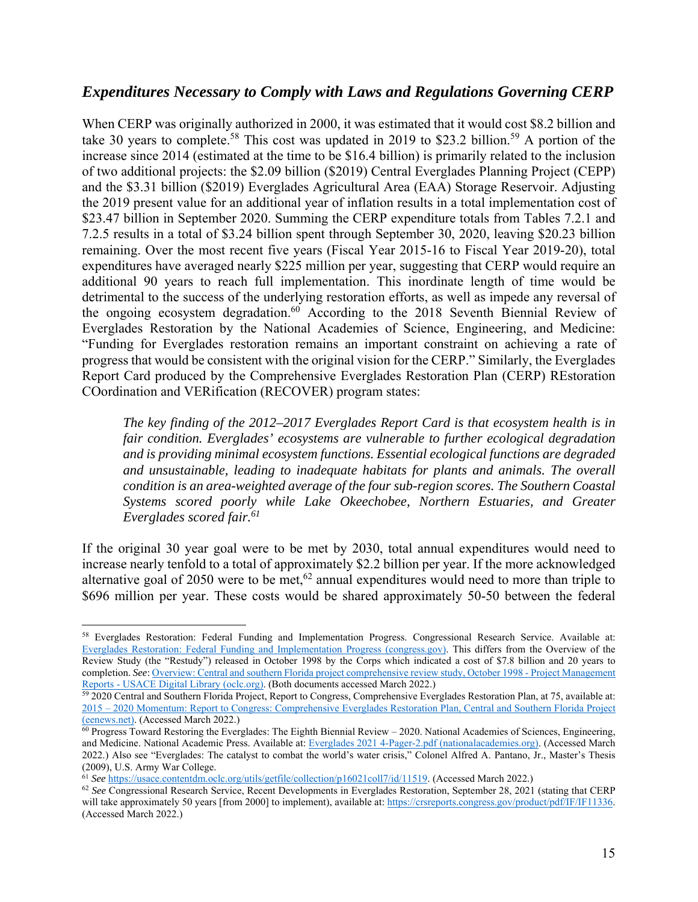### *Expenditures Necessary to Comply with Laws and Regulations Governing CERP*

When CERP was originally authorized in 2000, it was estimated that it would cost $8.2 billion and take 30 years to complete.[58] This cost was updated in 2019 to $23.2 billion.[59] A portion of the increase since 2014 (estimated at the time to be $16.4 billion) is primarily related to the inclusion of two additional projects: the $2.09 billion ($2019) Central Everglades Planning Project (CEPP) and the $3.31 billion ($2019) Everglades Agricultural Area (EAA) Storage Reservoir. Adjusting the 2019 present value for an additional year of inflation results in a total implementation cost of $23.47 billion in September 2020. Summing the CERP expenditure totals from Tables 7.2.1 and 7.2.5 results in a total of $3.24 billion spent through September 30, 2020, leaving $20.23 billion remaining. Over the most recent five years (Fiscal Year 2015-16 to Fiscal Year 2019-20), total expenditures have averaged nearly $225 million per year, suggesting that CERP would require an additional 90 years to reach full implementation. This inordinate length of time would be detrimental to the success of the underlying restoration efforts, as well as impede any reversal of the ongoing ecosystem degradation.[60] According to the 2018 Seventh Biennial Review of Everglades Restoration by the National Academies of Science, Engineering, and Medicine: "Funding for Everglades restoration remains an important constraint on achieving a rate of progress that would be consistent with the original vision for the CERP." Similarly, the Everglades Report Card produced by the Comprehensive Everglades Restoration Plan (CERP) REstoration COordination and VERification (RECOVER) program states:

> *The key finding of the 2012–2017 Everglades Report Card is that ecosystem health is in fair condition. Everglades' ecosystems are vulnerable to further ecological degradation and is providing minimal ecosystem functions. Essential ecological functions are degraded and unsustainable, leading to inadequate habitats for plants and animals. The overall condition is an area-weighted average of the four sub-region scores. The Southern Coastal Systems scored poorly while Lake Okeechobee, Northern Estuaries, and Greater Everglades scored fair.*[61]

If the original 30 year goal were to be met by 2030, total annual expenditures would need to increase nearly tenfold to a total of approximately $2.2 billion per year. If the more acknowledged alternative goal of 2050 were to be met,[62] annual expenditures would need to more than triple to $696 million per year. These costs would be shared approximately 50-50 between the federal

---

[58] Everglades Restoration: Federal Funding and Implementation Progress. Congressional Research Service. Available at: [Everglades Restoration: Federal Funding and Implementation Progress (congress.gov)](). This differs from the Overview of the Review Study (the "Restudy") released in October 1998 by the Corps which indicated a cost of $7.8 billion and 20 years to completion. *See*: [Overview: Central and southern Florida project comprehensive review study, October 1998 - Project Management Reports - USACE Digital Library (oclc.org)](). (Both documents accessed March 2022.)

[59] 2020 Central and Southern Florida Project, Report to Congress, Comprehensive Everglades Restoration Plan, at 75, available at: [2015 – 2020 Momentum: Report to Congress: Comprehensive Everglades Restoration Plan, Central and Southern Florida Project (eenews.net)](). (Accessed March 2022.)

[60] Progress Toward Restoring the Everglades: The Eighth Biennial Review – 2020. National Academies of Sciences, Engineering, and Medicine. National Academic Press. Available at: [Everglades 2021 4-Pager-2.pdf (nationalacademies.org)](). (Accessed March 2022.) Also see "Everglades: The catalyst to combat the world's water crisis," Colonel Alfred A. Pantano, Jr., Master's Thesis (2009), U.S. Army War College.

[61] *See* https://usace.contentdm.oclc.org/utils/getfile/collection/p16021coll7/id/11519. (Accessed March 2022.)

[62] *See* Congressional Research Service, Recent Developments in Everglades Restoration, September 28, 2021 (stating that CERP will take approximately 50 years [from 2000] to implement), available at: https://crsreports.congress.gov/product/pdf/IF/IF11336. (Accessed March 2022.)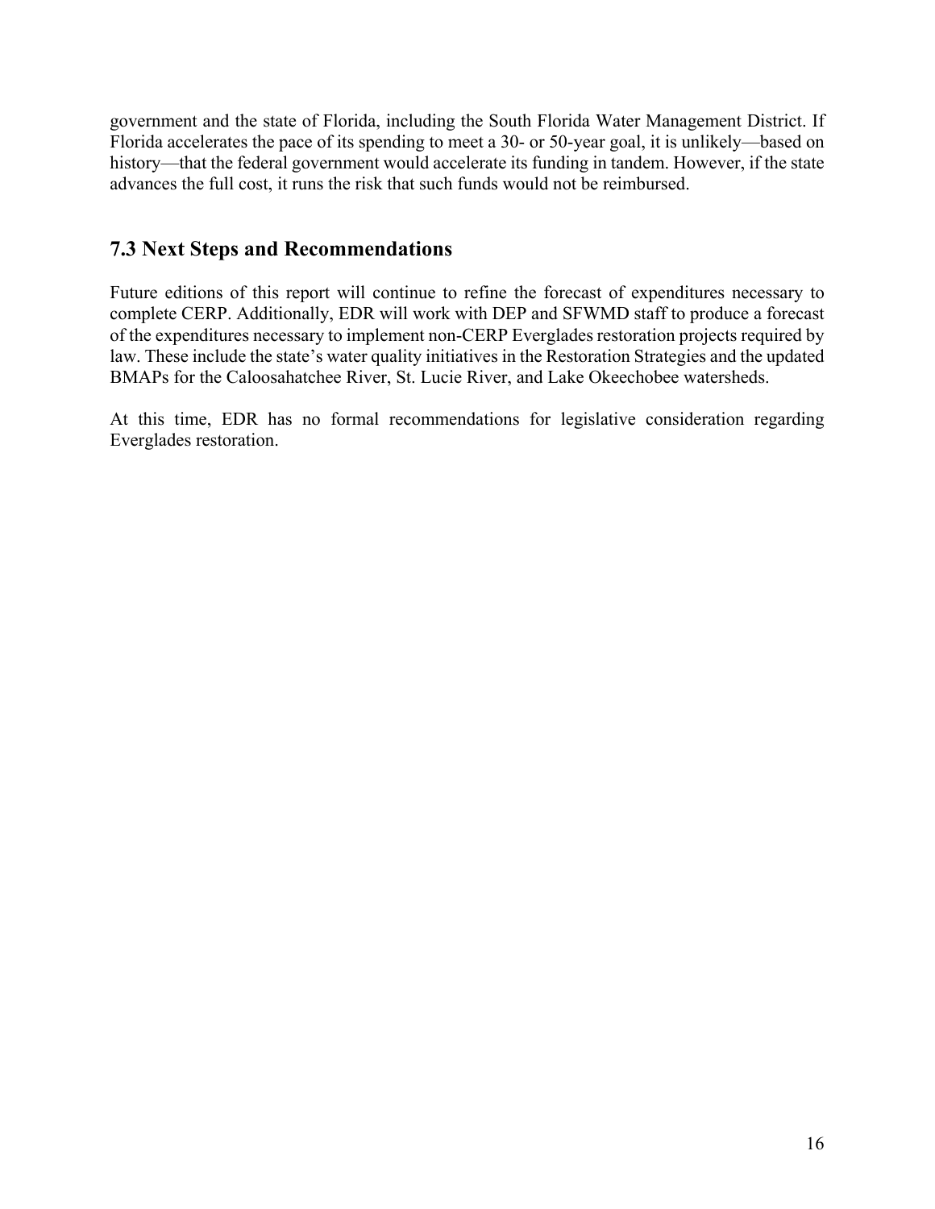government and the state of Florida, including the South Florida Water Management District. If Florida accelerates the pace of its spending to meet a 30- or 50-year goal, it is unlikely—based on history—that the federal government would accelerate its funding in tandem. However, if the state advances the full cost, it runs the risk that such funds would not be reimbursed.

## 7.3 Next Steps and Recommendations

Future editions of this report will continue to refine the forecast of expenditures necessary to complete CERP. Additionally, EDR will work with DEP and SFWMD staff to produce a forecast of the expenditures necessary to implement non-CERP Everglades restoration projects required by law. These include the state's water quality initiatives in the Restoration Strategies and the updated BMAPs for the Caloosahatchee River, St. Lucie River, and Lake Okeechobee watersheds.

At this time, EDR has no formal recommendations for legislative consideration regarding Everglades restoration.